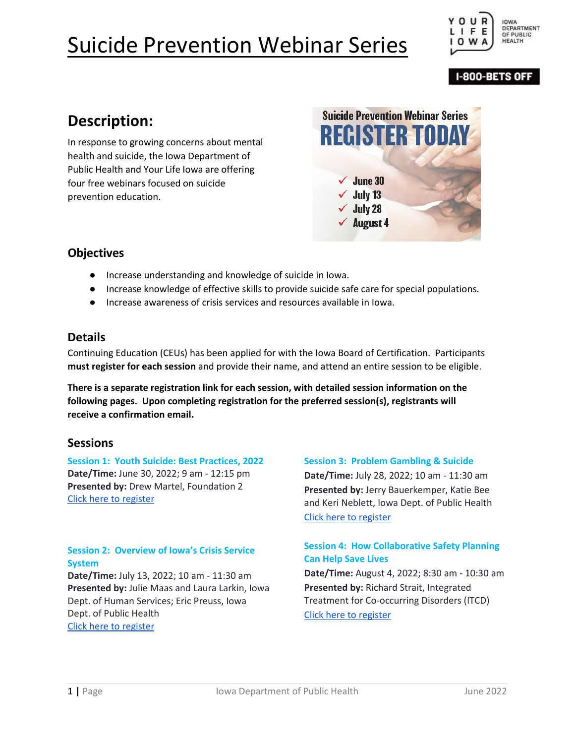# Suicide Prevention Webinar Series

YOUR LIFE IOWA | IOWA DEPARTMENT OF PUBLIC HEALTH

1-800-BETS OFF

## Description:

In response to growing concerns about mental health and suicide, the Iowa Department of Public Health and Your Life Iowa are offering four free webinars focused on suicide prevention education.

Suicide Prevention Webinar Series

REGISTER TODAY

- ✓ June 30
- ✓ July 13
- ✓ July 28
- ✓ August 4

### Objectives

- Increase understanding and knowledge of suicide in Iowa.
- Increase knowledge of effective skills to provide suicide safe care for special populations.
- Increase awareness of crisis services and resources available in Iowa.

### Details

Continuing Education (CEUs) has been applied for with the Iowa Board of Certification. Participants **must register for each session** and provide their name, and attend an entire session to be eligible.

**There is a separate registration link for each session, with detailed session information on the following pages. Upon completing registration for the preferred session(s), registrants will receive a confirmation email.**

### Sessions

**Session 1: Youth Suicide: Best Practices, 2022**
**Date/Time:** June 30, 2022; 9 am - 12:15 pm
**Presented by:** Drew Martel, Foundation 2
Click here to register

**Session 2: Overview of Iowa's Crisis Service System**
**Date/Time:** July 13, 2022; 10 am - 11:30 am
**Presented by:** Julie Maas and Laura Larkin, Iowa Dept. of Human Services; Eric Preuss, Iowa Dept. of Public Health
Click here to register

**Session 3: Problem Gambling & Suicide**
**Date/Time:** July 28, 2022; 10 am - 11:30 am
**Presented by:** Jerry Bauerkemper, Katie Bee and Keri Neblett, Iowa Dept. of Public Health
Click here to register

**Session 4: How Collaborative Safety Planning Can Help Save Lives**
**Date/Time:** August 4, 2022; 8:30 am - 10:30 am
**Presented by:** Richard Strait, Integrated Treatment for Co-occurring Disorders (ITCD)
Click here to register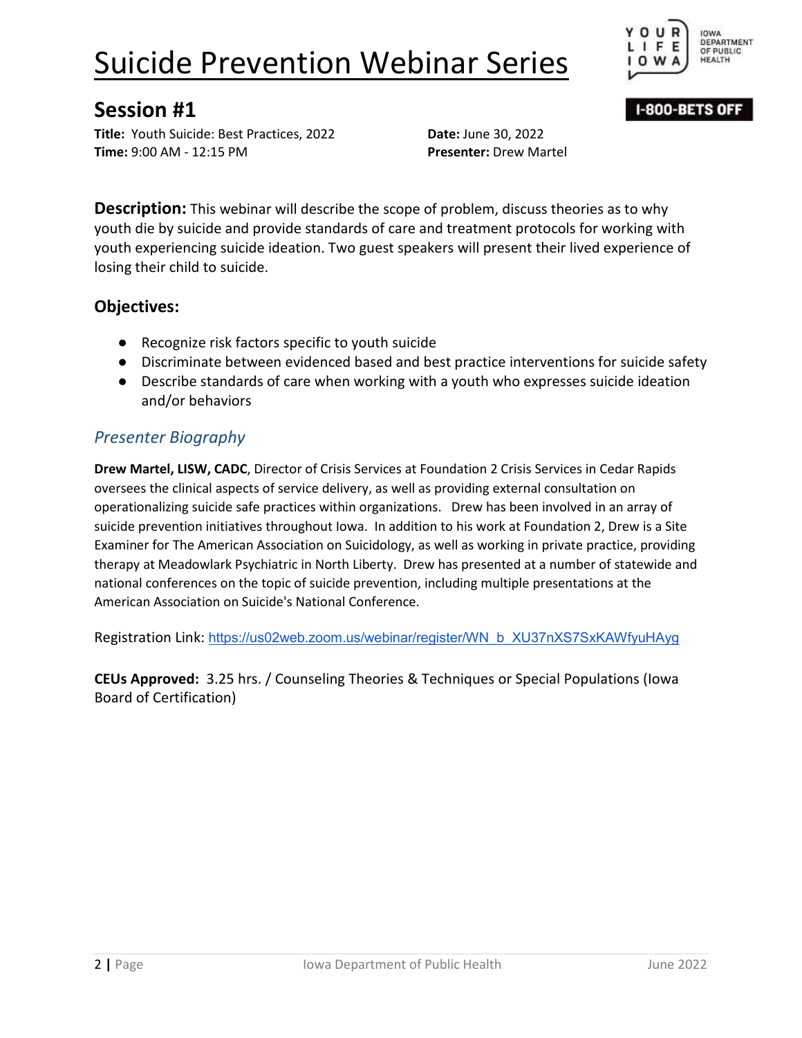# Suicide Prevention Webinar Series

## Session #1

**Title:** Youth Suicide: Best Practices, 2022
**Date:** June 30, 2022
**Time:** 9:00 AM - 12:15 PM
**Presenter:** Drew Martel

**Description:** This webinar will describe the scope of problem, discuss theories as to why youth die by suicide and provide standards of care and treatment protocols for working with youth experiencing suicide ideation. Two guest speakers will present their lived experience of losing their child to suicide.

### Objectives:

- Recognize risk factors specific to youth suicide
- Discriminate between evidenced based and best practice interventions for suicide safety
- Describe standards of care when working with a youth who expresses suicide ideation and/or behaviors

### *Presenter Biography*

**Drew Martel, LISW, CADC**, Director of Crisis Services at Foundation 2 Crisis Services in Cedar Rapids oversees the clinical aspects of service delivery, as well as providing external consultation on operationalizing suicide safe practices within organizations. Drew has been involved in an array of suicide prevention initiatives throughout Iowa. In addition to his work at Foundation 2, Drew is a Site Examiner for The American Association on Suicidology, as well as working in private practice, providing therapy at Meadowlark Psychiatric in North Liberty. Drew has presented at a number of statewide and national conferences on the topic of suicide prevention, including multiple presentations at the American Association on Suicide's National Conference.

Registration Link: https://us02web.zoom.us/webinar/register/WN_b_XU37nXS7SxKAWfyuHAyg

**CEUs Approved:** 3.25 hrs. / Counseling Theories & Techniques or Special Populations (Iowa Board of Certification)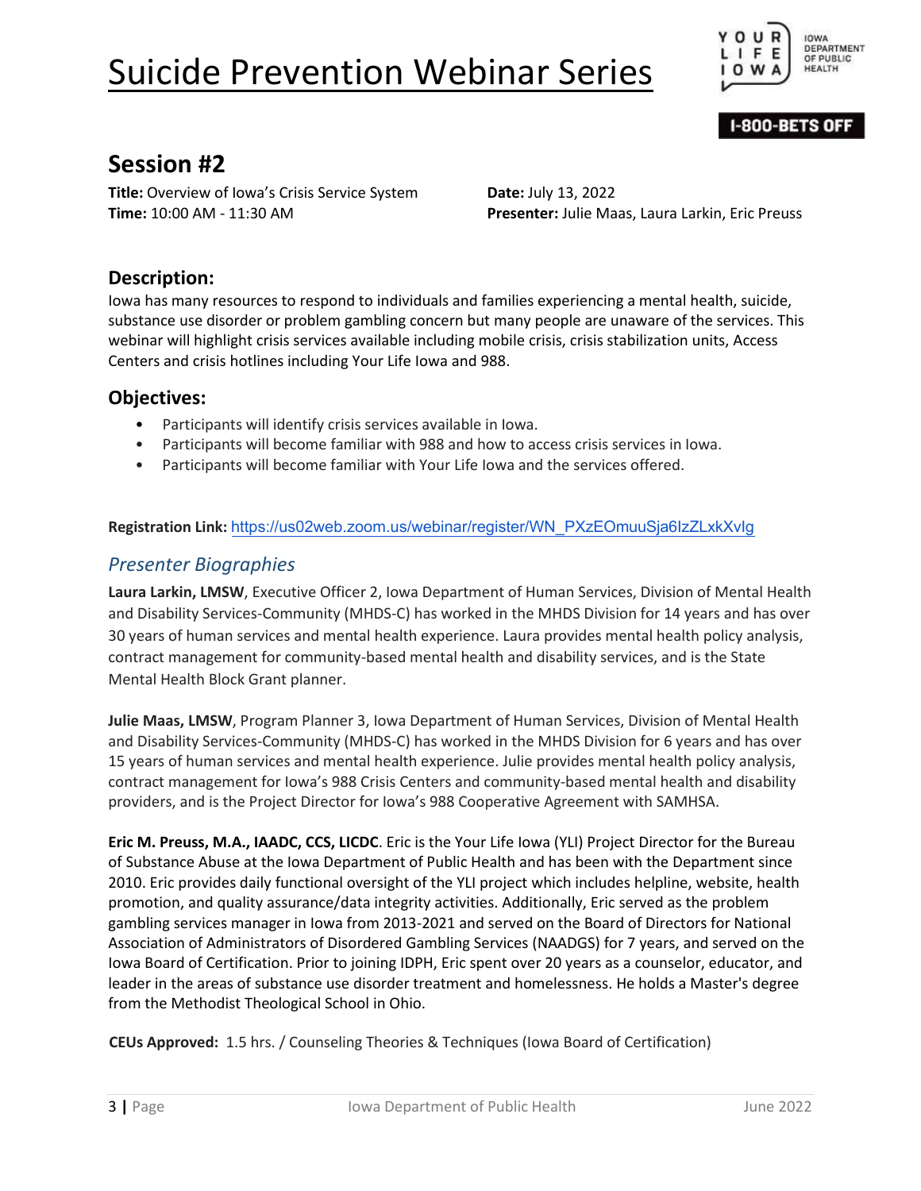# Suicide Prevention Webinar Series

## Session #2

**Title:** Overview of Iowa's Crisis Service System
**Time:** 10:00 AM - 11:30 AM
**Date:** July 13, 2022
**Presenter:** Julie Maas, Laura Larkin, Eric Preuss

### Description:

Iowa has many resources to respond to individuals and families experiencing a mental health, suicide, substance use disorder or problem gambling concern but many people are unaware of the services. This webinar will highlight crisis services available including mobile crisis, crisis stabilization units, Access Centers and crisis hotlines including Your Life Iowa and 988.

### Objectives:

- Participants will identify crisis services available in Iowa.
- Participants will become familiar with 988 and how to access crisis services in Iowa.
- Participants will become familiar with Your Life Iowa and the services offered.

**Registration Link:** https://us02web.zoom.us/webinar/register/WN_PXzEOmuuSja6IzZLxkXvlg

### *Presenter Biographies*

**Laura Larkin, LMSW**, Executive Officer 2, Iowa Department of Human Services, Division of Mental Health and Disability Services-Community (MHDS-C) has worked in the MHDS Division for 14 years and has over 30 years of human services and mental health experience. Laura provides mental health policy analysis, contract management for community-based mental health and disability services, and is the State Mental Health Block Grant planner.

**Julie Maas, LMSW**, Program Planner 3, Iowa Department of Human Services, Division of Mental Health and Disability Services-Community (MHDS-C) has worked in the MHDS Division for 6 years and has over 15 years of human services and mental health experience. Julie provides mental health policy analysis, contract management for Iowa's 988 Crisis Centers and community-based mental health and disability providers, and is the Project Director for Iowa's 988 Cooperative Agreement with SAMHSA.

**Eric M. Preuss, M.A., IAADC, CCS, LICDC**. Eric is the Your Life Iowa (YLI) Project Director for the Bureau of Substance Abuse at the Iowa Department of Public Health and has been with the Department since 2010. Eric provides daily functional oversight of the YLI project which includes helpline, website, health promotion, and quality assurance/data integrity activities. Additionally, Eric served as the problem gambling services manager in Iowa from 2013-2021 and served on the Board of Directors for National Association of Administrators of Disordered Gambling Services (NAADGS) for 7 years, and served on the Iowa Board of Certification. Prior to joining IDPH, Eric spent over 20 years as a counselor, educator, and leader in the areas of substance use disorder treatment and homelessness. He holds a Master's degree from the Methodist Theological School in Ohio.

**CEUs Approved:** 1.5 hrs. / Counseling Theories & Techniques (Iowa Board of Certification)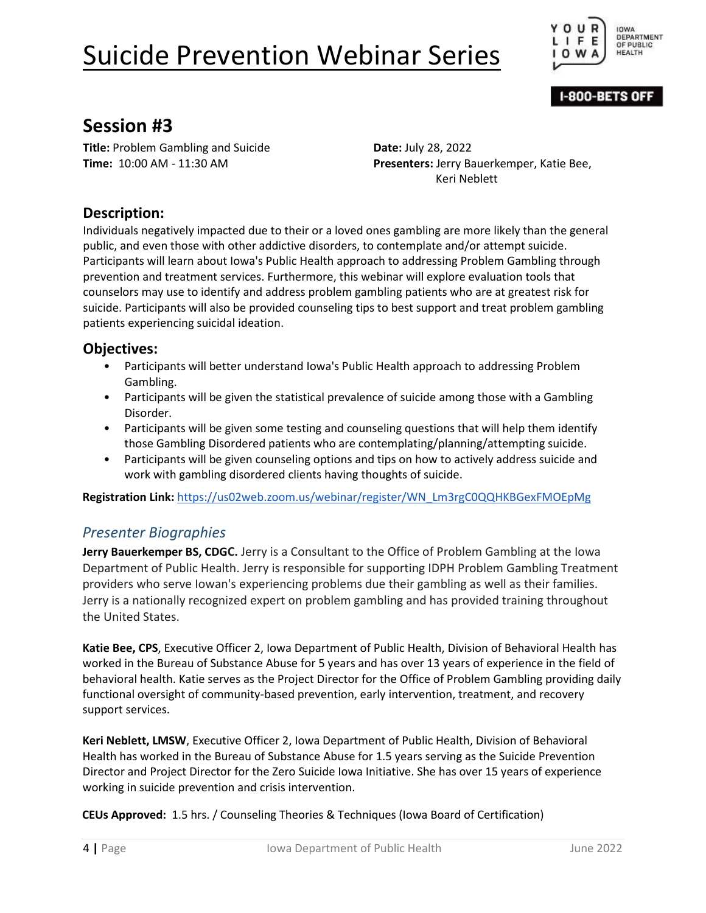# Suicide Prevention Webinar Series

YOUR LIFE IOWA | IOWA DEPARTMENT OF PUBLIC HEALTH

1-800-BETS OFF

## Session #3

**Title:** Problem Gambling and Suicide
**Time:** 10:00 AM - 11:30 AM

**Date:** July 28, 2022
**Presenters:** Jerry Bauerkemper, Katie Bee, Keri Neblett

### Description:

Individuals negatively impacted due to their or a loved ones gambling are more likely than the general public, and even those with other addictive disorders, to contemplate and/or attempt suicide. Participants will learn about Iowa's Public Health approach to addressing Problem Gambling through prevention and treatment services. Furthermore, this webinar will explore evaluation tools that counselors may use to identify and address problem gambling patients who are at greatest risk for suicide. Participants will also be provided counseling tips to best support and treat problem gambling patients experiencing suicidal ideation.

### Objectives:

- Participants will better understand Iowa's Public Health approach to addressing Problem Gambling.
- Participants will be given the statistical prevalence of suicide among those with a Gambling Disorder.
- Participants will be given some testing and counseling questions that will help them identify those Gambling Disordered patients who are contemplating/planning/attempting suicide.
- Participants will be given counseling options and tips on how to actively address suicide and work with gambling disordered clients having thoughts of suicide.

**Registration Link:** https://us02web.zoom.us/webinar/register/WN_Lm3rgC0QQHKBGexFMOEpMg

### *Presenter Biographies*

**Jerry Bauerkemper BS, CDGC.** Jerry is a Consultant to the Office of Problem Gambling at the Iowa Department of Public Health. Jerry is responsible for supporting IDPH Problem Gambling Treatment providers who serve Iowan's experiencing problems due their gambling as well as their families. Jerry is a nationally recognized expert on problem gambling and has provided training throughout the United States.

**Katie Bee, CPS**, Executive Officer 2, Iowa Department of Public Health, Division of Behavioral Health has worked in the Bureau of Substance Abuse for 5 years and has over 13 years of experience in the field of behavioral health. Katie serves as the Project Director for the Office of Problem Gambling providing daily functional oversight of community-based prevention, early intervention, treatment, and recovery support services.

**Keri Neblett, LMSW**, Executive Officer 2, Iowa Department of Public Health, Division of Behavioral Health has worked in the Bureau of Substance Abuse for 1.5 years serving as the Suicide Prevention Director and Project Director for the Zero Suicide Iowa Initiative. She has over 15 years of experience working in suicide prevention and crisis intervention.

**CEUs Approved:** 1.5 hrs. / Counseling Theories & Techniques (Iowa Board of Certification)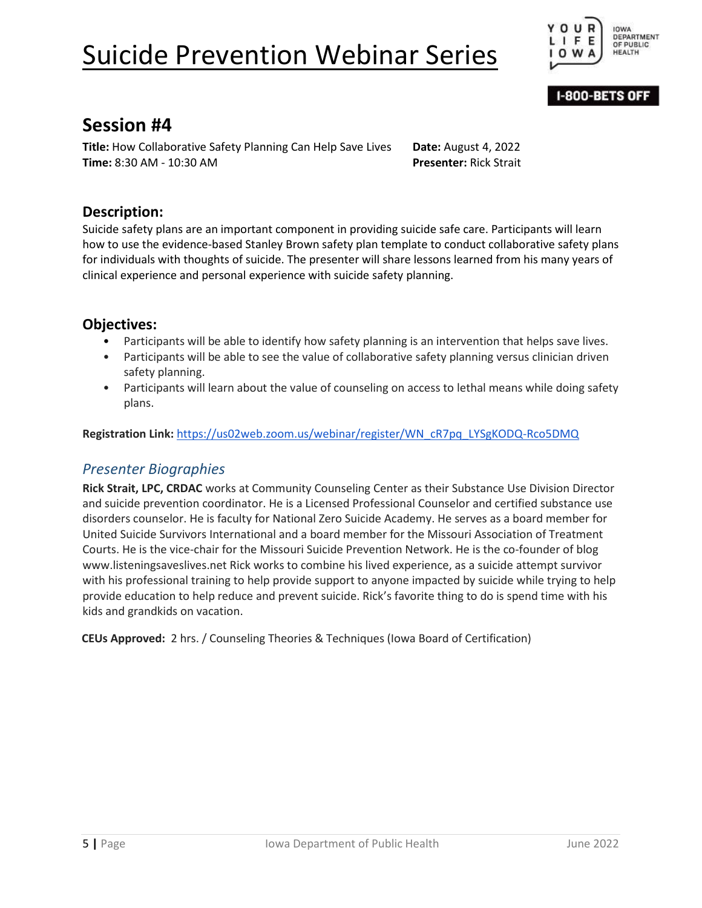# Suicide Prevention Webinar Series

## Session #4

**Title:** How Collaborative Safety Planning Can Help Save Lives
**Date:** August 4, 2022
**Time:** 8:30 AM - 10:30 AM
**Presenter:** Rick Strait

### Description:

Suicide safety plans are an important component in providing suicide safe care. Participants will learn how to use the evidence-based Stanley Brown safety plan template to conduct collaborative safety plans for individuals with thoughts of suicide. The presenter will share lessons learned from his many years of clinical experience and personal experience with suicide safety planning.

### Objectives:

- Participants will be able to identify how safety planning is an intervention that helps save lives.
- Participants will be able to see the value of collaborative safety planning versus clinician driven safety planning.
- Participants will learn about the value of counseling on access to lethal means while doing safety plans.

**Registration Link:** https://us02web.zoom.us/webinar/register/WN_cR7pq_LYSgKODQ-Rco5DMQ

### *Presenter Biographies*

**Rick Strait, LPC, CRDAC** works at Community Counseling Center as their Substance Use Division Director and suicide prevention coordinator. He is a Licensed Professional Counselor and certified substance use disorders counselor. He is faculty for National Zero Suicide Academy. He serves as a board member for United Suicide Survivors International and a board member for the Missouri Association of Treatment Courts. He is the vice-chair for the Missouri Suicide Prevention Network. He is the co-founder of blog www.listeningsaveslives.net Rick works to combine his lived experience, as a suicide attempt survivor with his professional training to help provide support to anyone impacted by suicide while trying to help provide education to help reduce and prevent suicide. Rick's favorite thing to do is spend time with his kids and grandkids on vacation.

**CEUs Approved:** 2 hrs. / Counseling Theories & Techniques (Iowa Board of Certification)